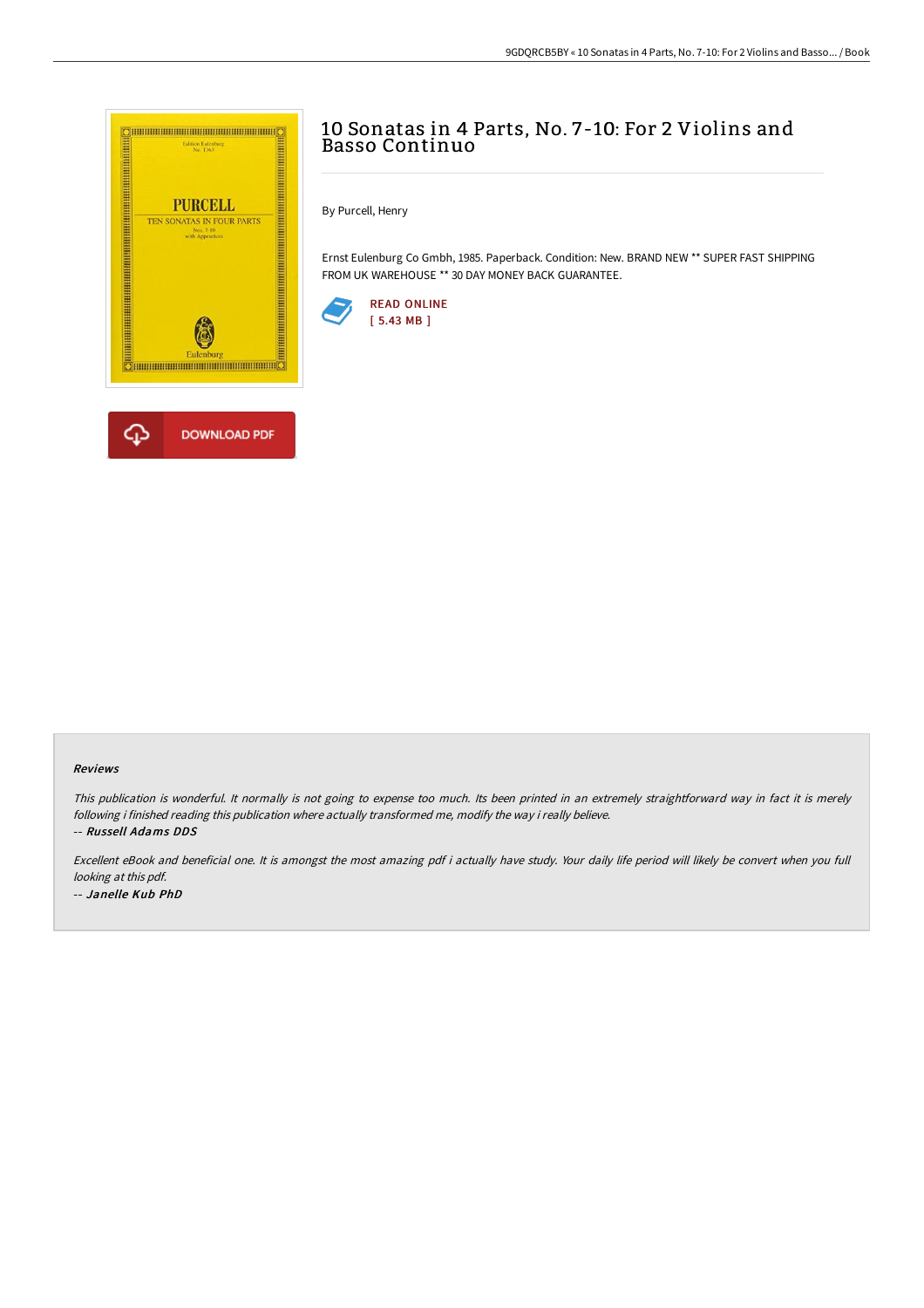# 10 Sonatas in 4 Parts, No. 7-10: For 2 Violins and Basso Continuo

By Purcell, Henry

Ernst Eulenburg Co Gmbh, 1985. Paperback. Condition: New. BRAND NEW ** SUPER FAST SHIPPING FROM UK WAREHOUSE ** 30 DAY MONEY BACK GUARANTEE.

READ ONLINE
[ 5.43 MB ]

DOWNLOAD PDF

### Reviews

*This publication is wonderful. It normally is not going to expense too much. Its been printed in an extremely straightforward way in fact it is merely following i finished reading this publication where actually transformed me, modify the way i really believe.*

*-- Russell Adams DDS*

*Excellent eBook and beneficial one. It is amongst the most amazing pdf i actually have study. Your daily life period will likely be convert when you full looking at this pdf.*

*-- Janelle Kub PhD*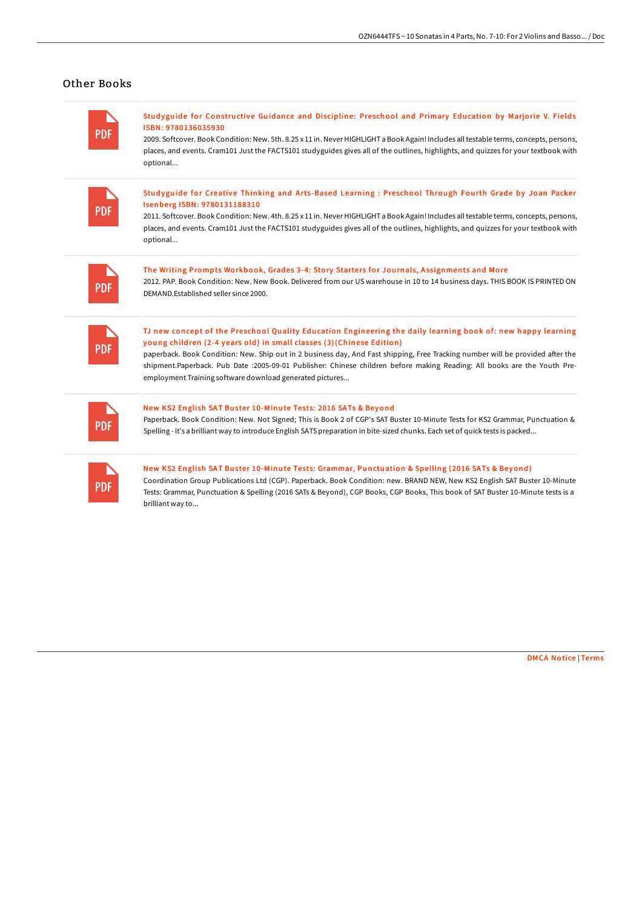## Other Books

PDF

**Studyguide for Constructive Guidance and Discipline: Preschool and Primary Education by Marjorie V. Fields ISBN: 9780136035930**

2009. Softcover. Book Condition: New. 5th. 8.25 x 11 in. Never HIGHLIGHT a Book Again! Includes all testable terms, concepts, persons, places, and events. Cram101 Just the FACTS101 studyguides gives all of the outlines, highlights, and quizzes for your textbook with optional...

PDF

**Studyguide for Creative Thinking and Arts-Based Learning : Preschool Through Fourth Grade by Joan Packer Isenberg ISBN: 9780131188310**

2011. Softcover. Book Condition: New. 4th. 8.25 x 11 in. Never HIGHLIGHT a Book Again! Includes all testable terms, concepts, persons, places, and events. Cram101 Just the FACTS101 studyguides gives all of the outlines, highlights, and quizzes for your textbook with optional...

PDF

**The Writing Prompts Workbook, Grades 3-4: Story Starters for Journals, Assignments and More**

2012. PAP. Book Condition: New. New Book. Delivered from our US warehouse in 10 to 14 business days. THIS BOOK IS PRINTED ON DEMAND.Established seller since 2000.

PDF

**TJ new concept of the Preschool Quality Education Engineering the daily learning book of: new happy learning young children (2-4 years old) in small classes (3)(Chinese Edition)**

paperback. Book Condition: New. Ship out in 2 business day, And Fast shipping, Free Tracking number will be provided after the shipment.Paperback. Pub Date :2005-09-01 Publisher: Chinese children before making Reading: All books are the Youth Pre-employment Training software download generated pictures...

PDF

**New KS2 English SAT Buster 10-Minute Tests: 2016 SATs & Beyond**

Paperback. Book Condition: New. Not Signed; This is Book 2 of CGP's SAT Buster 10-Minute Tests for KS2 Grammar, Punctuation & Spelling - it's a brilliant way to introduce English SATS preparation in bite-sized chunks. Each set of quick tests is packed...

PDF

**New KS2 English SAT Buster 10-Minute Tests: Grammar, Punctuation & Spelling (2016 SATs & Beyond)**

Coordination Group Publications Ltd (CGP). Paperback. Book Condition: new. BRAND NEW, New KS2 English SAT Buster 10-Minute Tests: Grammar, Punctuation & Spelling (2016 SATs & Beyond), CGP Books, CGP Books, This book of SAT Buster 10-Minute tests is a brilliant way to...

DMCA Notice | Terms